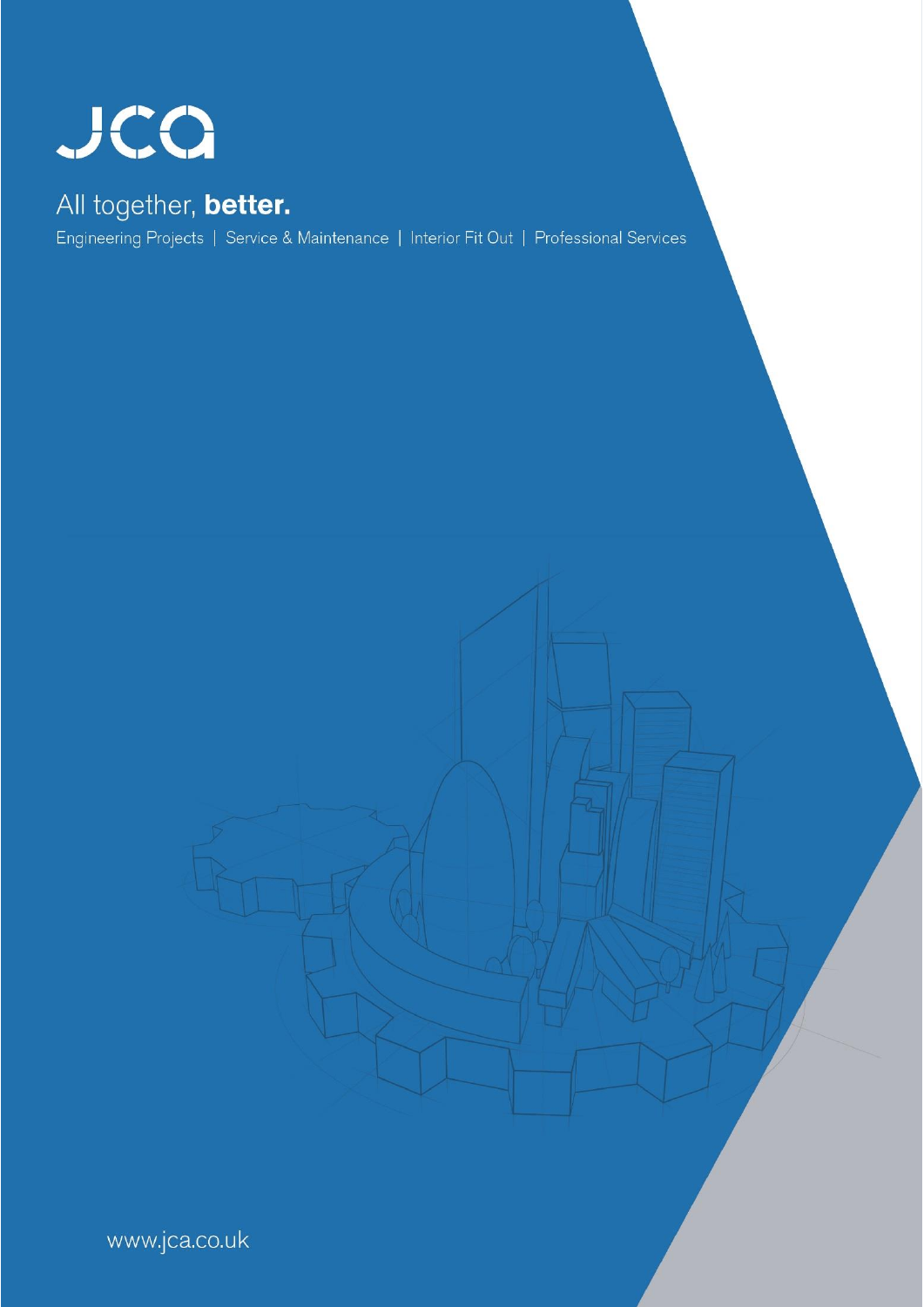# JCA

## All together, **better.**

Engineering Projects | Service & Maintenance | Interior Fit Out | Professional Services

www.jca.co.uk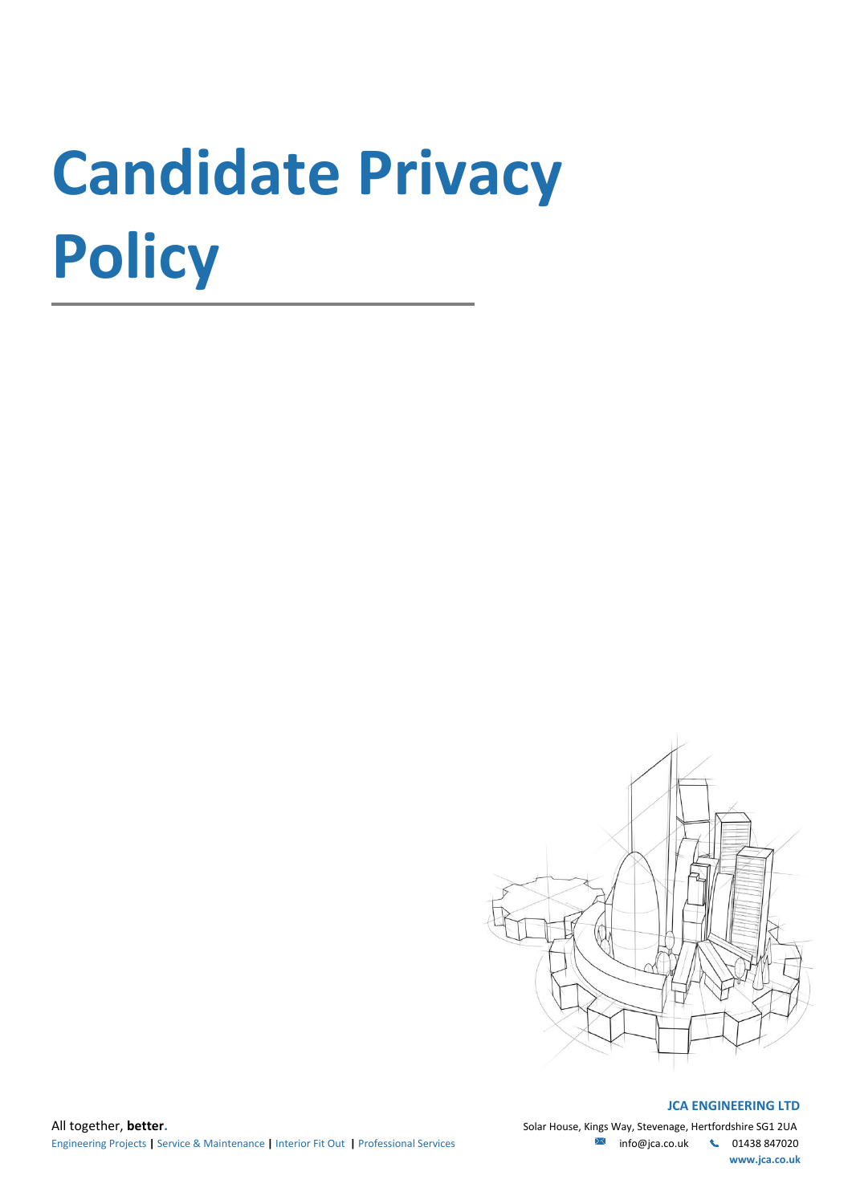# Candidate Privacy Policy

**JCA ENGINEERING LTD**

Solar House, Kings Way, Stevenage, Hertfordshire SG1 2UA

info@jca.co.uk 01438 847020

**www.jca.co.uk**

All together, **better.**

Engineering Projects | Service & Maintenance | Interior Fit Out | Professional Services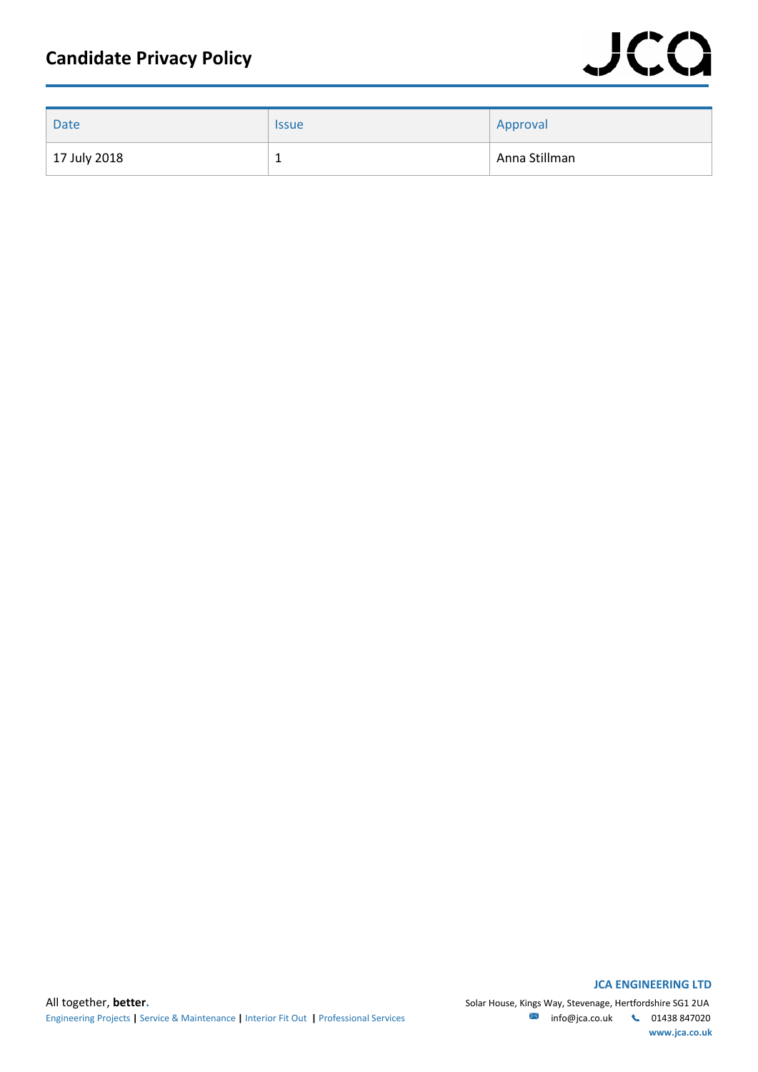| Date | Issue | Approval |
| --- | --- | --- |
| 17 July 2018 | 1 | Anna Stillman |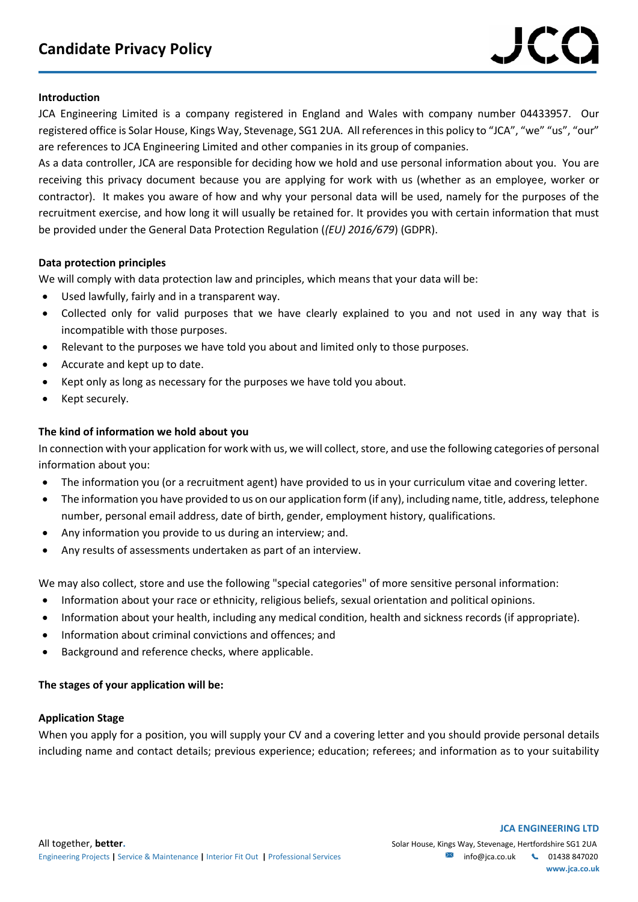# Candidate Privacy Policy

**Introduction**

JCA Engineering Limited is a company registered in England and Wales with company number 04433957. Our registered office is Solar House, Kings Way, Stevenage, SG1 2UA. All references in this policy to "JCA", "we" "us", "our" are references to JCA Engineering Limited and other companies in its group of companies.

As a data controller, JCA are responsible for deciding how we hold and use personal information about you. You are receiving this privacy document because you are applying for work with us (whether as an employee, worker or contractor). It makes you aware of how and why your personal data will be used, namely for the purposes of the recruitment exercise, and how long it will usually be retained for. It provides you with certain information that must be provided under the General Data Protection Regulation (*(EU) 2016/679*) (GDPR).

**Data protection principles**

We will comply with data protection law and principles, which means that your data will be:

- Used lawfully, fairly and in a transparent way.
- Collected only for valid purposes that we have clearly explained to you and not used in any way that is incompatible with those purposes.
- Relevant to the purposes we have told you about and limited only to those purposes.
- Accurate and kept up to date.
- Kept only as long as necessary for the purposes we have told you about.
- Kept securely.

**The kind of information we hold about you**

In connection with your application for work with us, we will collect, store, and use the following categories of personal information about you:

- The information you (or a recruitment agent) have provided to us in your curriculum vitae and covering letter.
- The information you have provided to us on our application form (if any), including name, title, address, telephone number, personal email address, date of birth, gender, employment history, qualifications.
- Any information you provide to us during an interview; and.
- Any results of assessments undertaken as part of an interview.

We may also collect, store and use the following "special categories" of more sensitive personal information:

- Information about your race or ethnicity, religious beliefs, sexual orientation and political opinions.
- Information about your health, including any medical condition, health and sickness records (if appropriate).
- Information about criminal convictions and offences; and
- Background and reference checks, where applicable.

**The stages of your application will be:**

**Application Stage**

When you apply for a position, you will supply your CV and a covering letter and you should provide personal details including name and contact details; previous experience; education; referees; and information as to your suitability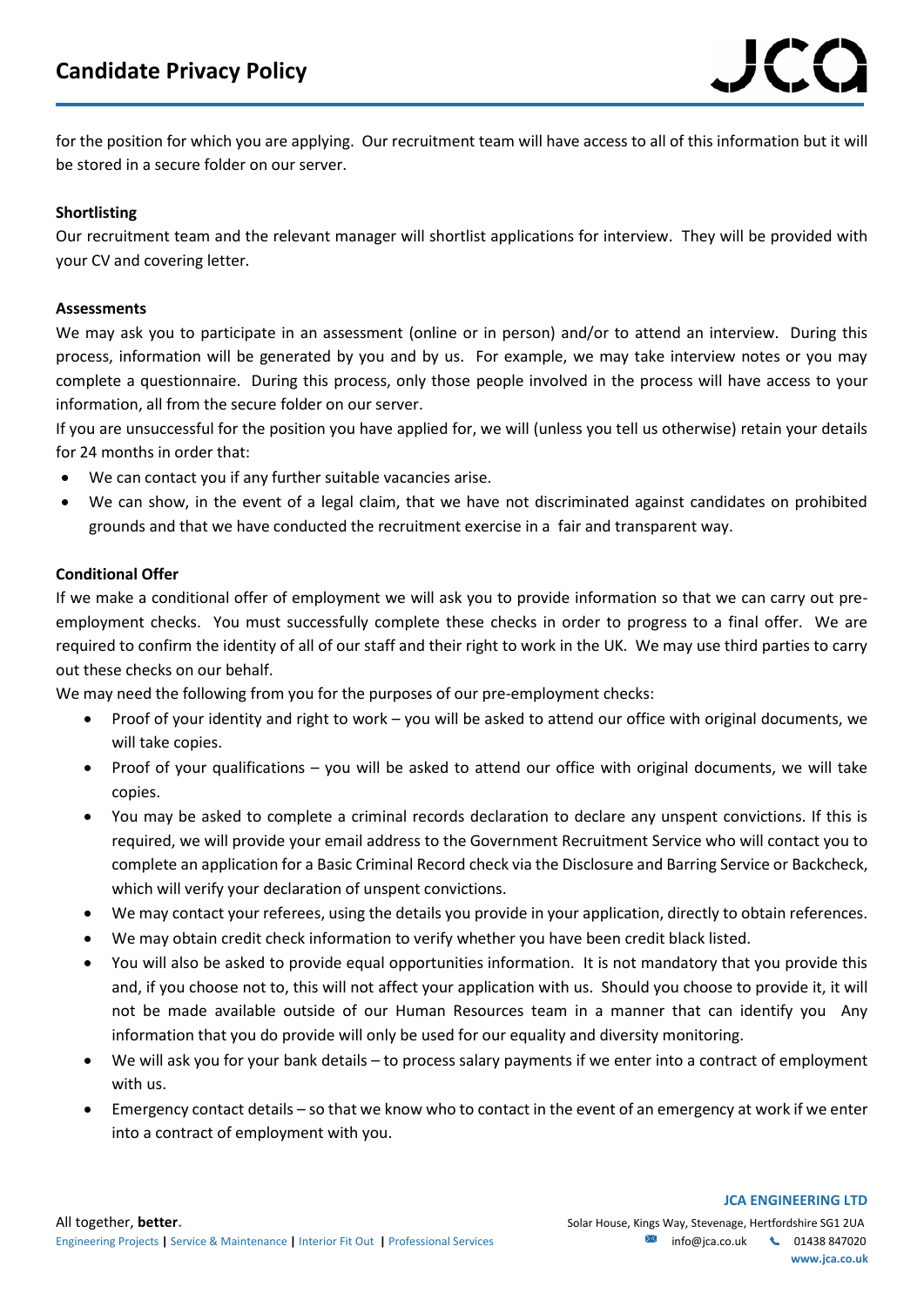for the position for which you are applying. Our recruitment team will have access to all of this information but it will be stored in a secure folder on our server.

**Shortlisting**

Our recruitment team and the relevant manager will shortlist applications for interview. They will be provided with your CV and covering letter.

**Assessments**

We may ask you to participate in an assessment (online or in person) and/or to attend an interview. During this process, information will be generated by you and by us. For example, we may take interview notes or you may complete a questionnaire. During this process, only those people involved in the process will have access to your information, all from the secure folder on our server.

If you are unsuccessful for the position you have applied for, we will (unless you tell us otherwise) retain your details for 24 months in order that:

- We can contact you if any further suitable vacancies arise.
- We can show, in the event of a legal claim, that we have not discriminated against candidates on prohibited grounds and that we have conducted the recruitment exercise in a fair and transparent way.

**Conditional Offer**

If we make a conditional offer of employment we will ask you to provide information so that we can carry out pre-employment checks. You must successfully complete these checks in order to progress to a final offer. We are required to confirm the identity of all of our staff and their right to work in the UK. We may use third parties to carry out these checks on our behalf.

We may need the following from you for the purposes of our pre-employment checks:

- Proof of your identity and right to work – you will be asked to attend our office with original documents, we will take copies.
- Proof of your qualifications – you will be asked to attend our office with original documents, we will take copies.
- You may be asked to complete a criminal records declaration to declare any unspent convictions. If this is required, we will provide your email address to the Government Recruitment Service who will contact you to complete an application for a Basic Criminal Record check via the Disclosure and Barring Service or Backcheck, which will verify your declaration of unspent convictions.
- We may contact your referees, using the details you provide in your application, directly to obtain references.
- We may obtain credit check information to verify whether you have been credit black listed.
- You will also be asked to provide equal opportunities information. It is not mandatory that you provide this and, if you choose not to, this will not affect your application with us. Should you choose to provide it, it will not be made available outside of our Human Resources team in a manner that can identify you Any information that you do provide will only be used for our equality and diversity monitoring.
- We will ask you for your bank details – to process salary payments if we enter into a contract of employment with us.
- Emergency contact details – so that we know who to contact in the event of an emergency at work if we enter into a contract of employment with you.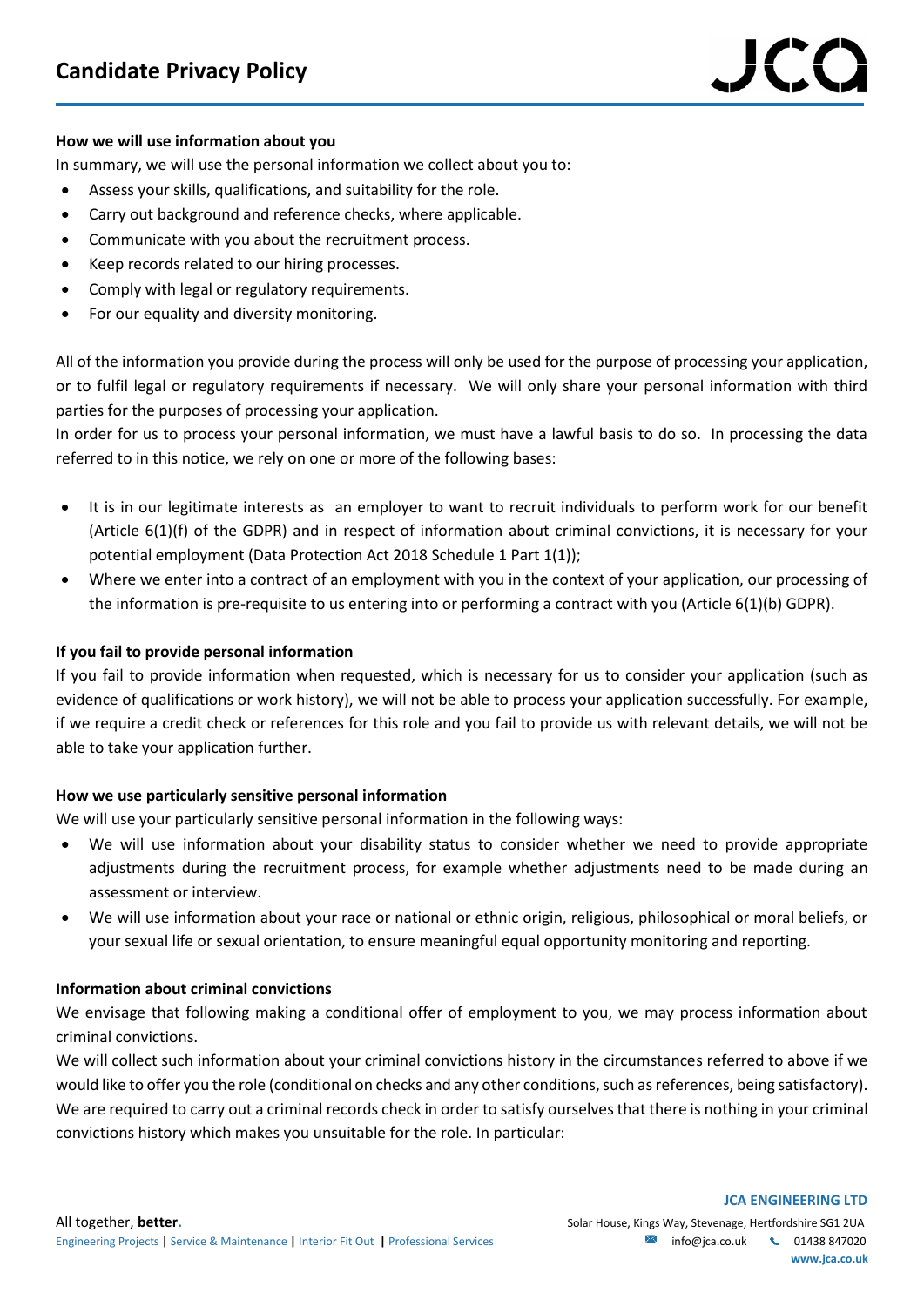**How we will use information about you**

In summary, we will use the personal information we collect about you to:

- Assess your skills, qualifications, and suitability for the role.
- Carry out background and reference checks, where applicable.
- Communicate with you about the recruitment process.
- Keep records related to our hiring processes.
- Comply with legal or regulatory requirements.
- For our equality and diversity monitoring.

All of the information you provide during the process will only be used for the purpose of processing your application, or to fulfil legal or regulatory requirements if necessary. We will only share your personal information with third parties for the purposes of processing your application.

In order for us to process your personal information, we must have a lawful basis to do so. In processing the data referred to in this notice, we rely on one or more of the following bases:

- It is in our legitimate interests as an employer to want to recruit individuals to perform work for our benefit (Article 6(1)(f) of the GDPR) and in respect of information about criminal convictions, it is necessary for your potential employment (Data Protection Act 2018 Schedule 1 Part 1(1));
- Where we enter into a contract of an employment with you in the context of your application, our processing of the information is pre-requisite to us entering into or performing a contract with you (Article 6(1)(b) GDPR).

**If you fail to provide personal information**

If you fail to provide information when requested, which is necessary for us to consider your application (such as evidence of qualifications or work history), we will not be able to process your application successfully. For example, if we require a credit check or references for this role and you fail to provide us with relevant details, we will not be able to take your application further.

**How we use particularly sensitive personal information**

We will use your particularly sensitive personal information in the following ways:

- We will use information about your disability status to consider whether we need to provide appropriate adjustments during the recruitment process, for example whether adjustments need to be made during an assessment or interview.
- We will use information about your race or national or ethnic origin, religious, philosophical or moral beliefs, or your sexual life or sexual orientation, to ensure meaningful equal opportunity monitoring and reporting.

**Information about criminal convictions**

We envisage that following making a conditional offer of employment to you, we may process information about criminal convictions.

We will collect such information about your criminal convictions history in the circumstances referred to above if we would like to offer you the role (conditional on checks and any other conditions, such as references, being satisfactory). We are required to carry out a criminal records check in order to satisfy ourselves that there is nothing in your criminal convictions history which makes you unsuitable for the role. In particular: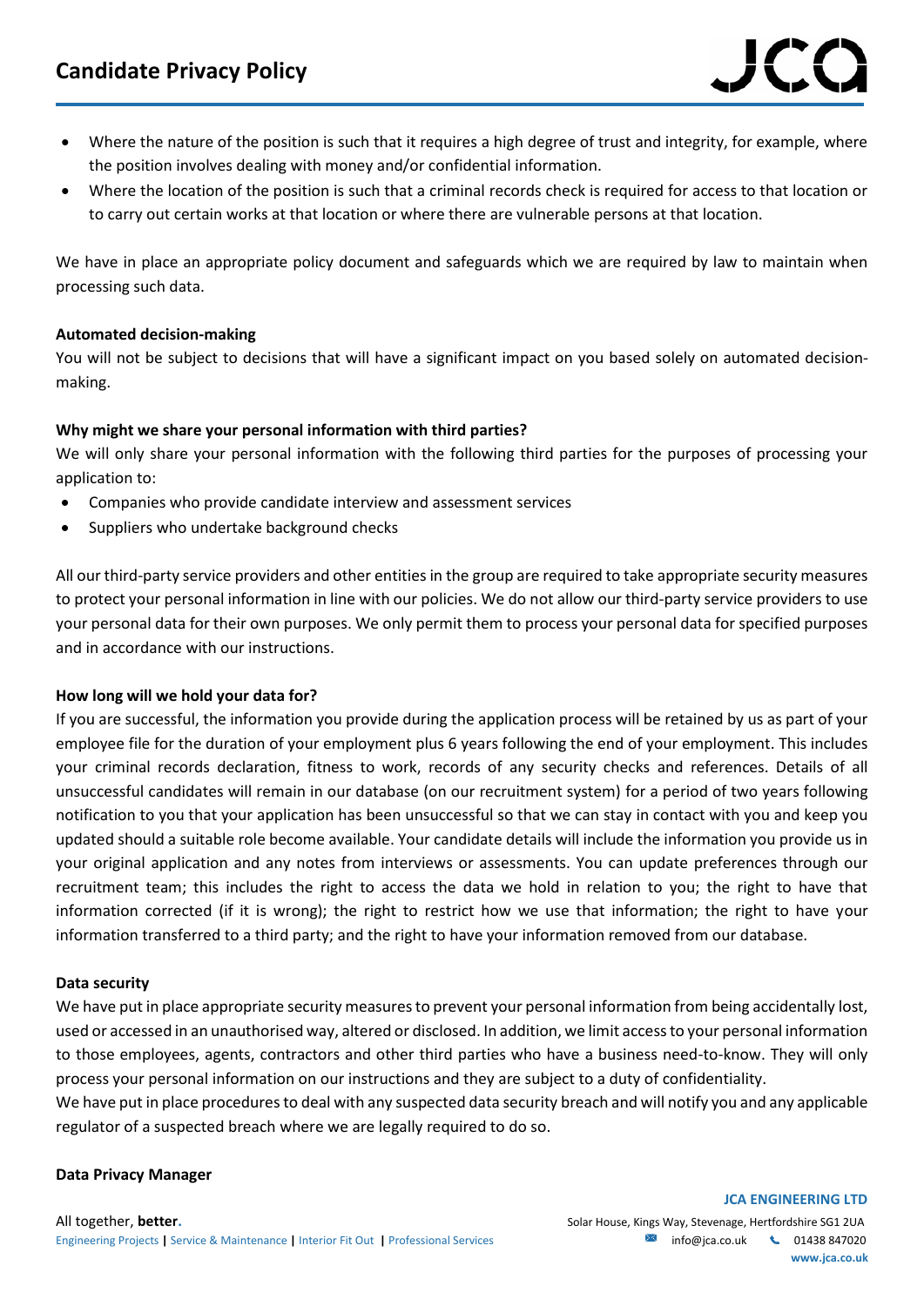- Where the nature of the position is such that it requires a high degree of trust and integrity, for example, where the position involves dealing with money and/or confidential information.
- Where the location of the position is such that a criminal records check is required for access to that location or to carry out certain works at that location or where there are vulnerable persons at that location.

We have in place an appropriate policy document and safeguards which we are required by law to maintain when processing such data.

**Automated decision-making**

You will not be subject to decisions that will have a significant impact on you based solely on automated decision-making.

**Why might we share your personal information with third parties?**

We will only share your personal information with the following third parties for the purposes of processing your application to:

- Companies who provide candidate interview and assessment services
- Suppliers who undertake background checks

All our third-party service providers and other entities in the group are required to take appropriate security measures to protect your personal information in line with our policies. We do not allow our third-party service providers to use your personal data for their own purposes. We only permit them to process your personal data for specified purposes and in accordance with our instructions.

**How long will we hold your data for?**

If you are successful, the information you provide during the application process will be retained by us as part of your employee file for the duration of your employment plus 6 years following the end of your employment. This includes your criminal records declaration, fitness to work, records of any security checks and references. Details of all unsuccessful candidates will remain in our database (on our recruitment system) for a period of two years following notification to you that your application has been unsuccessful so that we can stay in contact with you and keep you updated should a suitable role become available. Your candidate details will include the information you provide us in your original application and any notes from interviews or assessments. You can update preferences through our recruitment team; this includes the right to access the data we hold in relation to you; the right to have that information corrected (if it is wrong); the right to restrict how we use that information; the right to have your information transferred to a third party; and the right to have your information removed from our database.

**Data security**

We have put in place appropriate security measures to prevent your personal information from being accidentally lost, used or accessed in an unauthorised way, altered or disclosed. In addition, we limit access to your personal information to those employees, agents, contractors and other third parties who have a business need-to-know. They will only process your personal information on our instructions and they are subject to a duty of confidentiality.

We have put in place procedures to deal with any suspected data security breach and will notify you and any applicable regulator of a suspected breach where we are legally required to do so.

**Data Privacy Manager**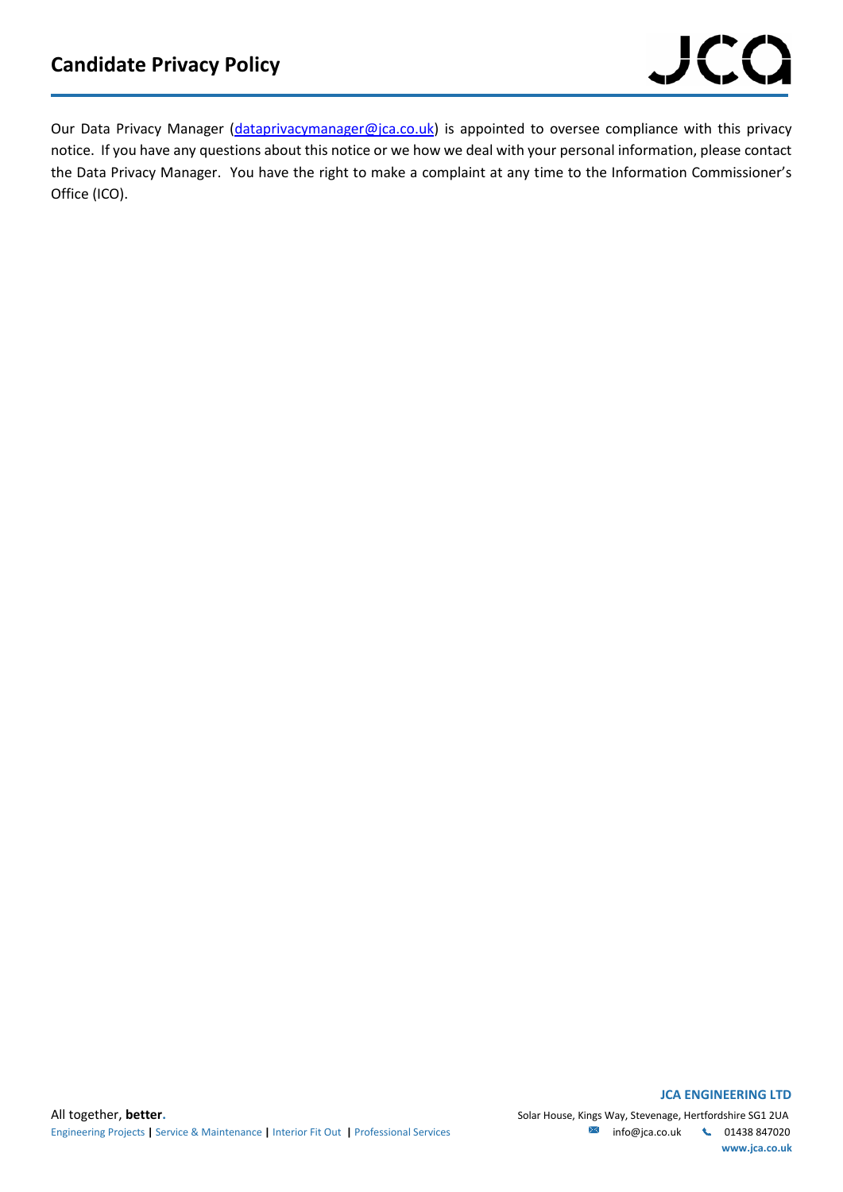Our Data Privacy Manager (dataprivacymanager@jca.co.uk) is appointed to oversee compliance with this privacy notice. If you have any questions about this notice or we how we deal with your personal information, please contact the Data Privacy Manager. You have the right to make a complaint at any time to the Information Commissioner's Office (ICO).